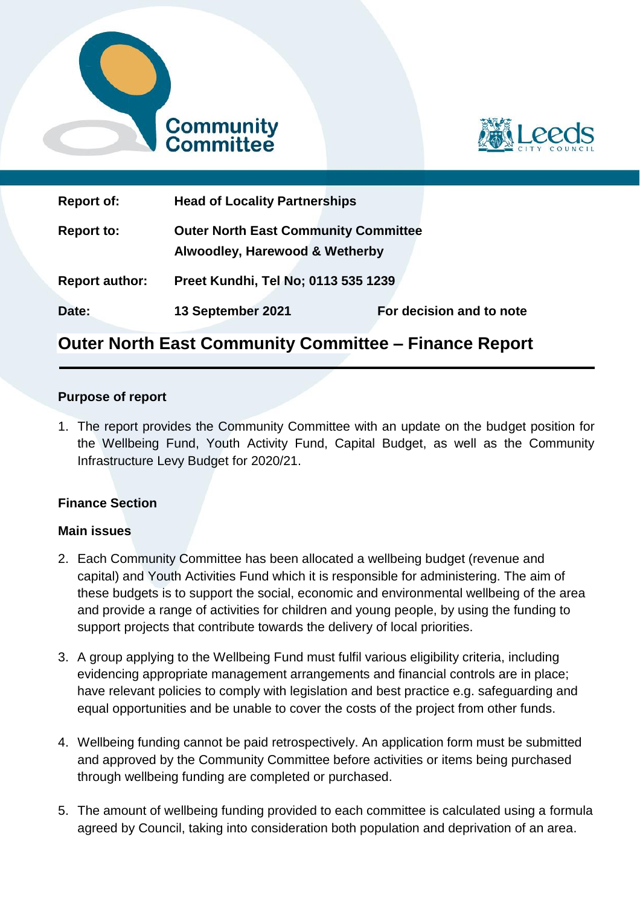| | | |
|---|---|---|
| **Report of:** | **Head of Locality Partnerships** | |
| **Report to:** | **Outer North East Community Committee**<br>**Alwoodley, Harewood & Wetherby** | |
| **Report author:** | **Preet Kundhi, Tel No; 0113 535 1239** | |
| **Date:** | **13 September 2021** | **For decision and to note** |

# Outer North East Community Committee – Finance Report

### Purpose of report

1. The report provides the Community Committee with an update on the budget position for the Wellbeing Fund, Youth Activity Fund, Capital Budget, as well as the Community Infrastructure Levy Budget for 2020/21.

### Finance Section

### Main issues

2. Each Community Committee has been allocated a wellbeing budget (revenue and capital) and Youth Activities Fund which it is responsible for administering. The aim of these budgets is to support the social, economic and environmental wellbeing of the area and provide a range of activities for children and young people, by using the funding to support projects that contribute towards the delivery of local priorities.

3. A group applying to the Wellbeing Fund must fulfil various eligibility criteria, including evidencing appropriate management arrangements and financial controls are in place; have relevant policies to comply with legislation and best practice e.g. safeguarding and equal opportunities and be unable to cover the costs of the project from other funds.

4. Wellbeing funding cannot be paid retrospectively. An application form must be submitted and approved by the Community Committee before activities or items being purchased through wellbeing funding are completed or purchased.

5. The amount of wellbeing funding provided to each committee is calculated using a formula agreed by Council, taking into consideration both population and deprivation of an area.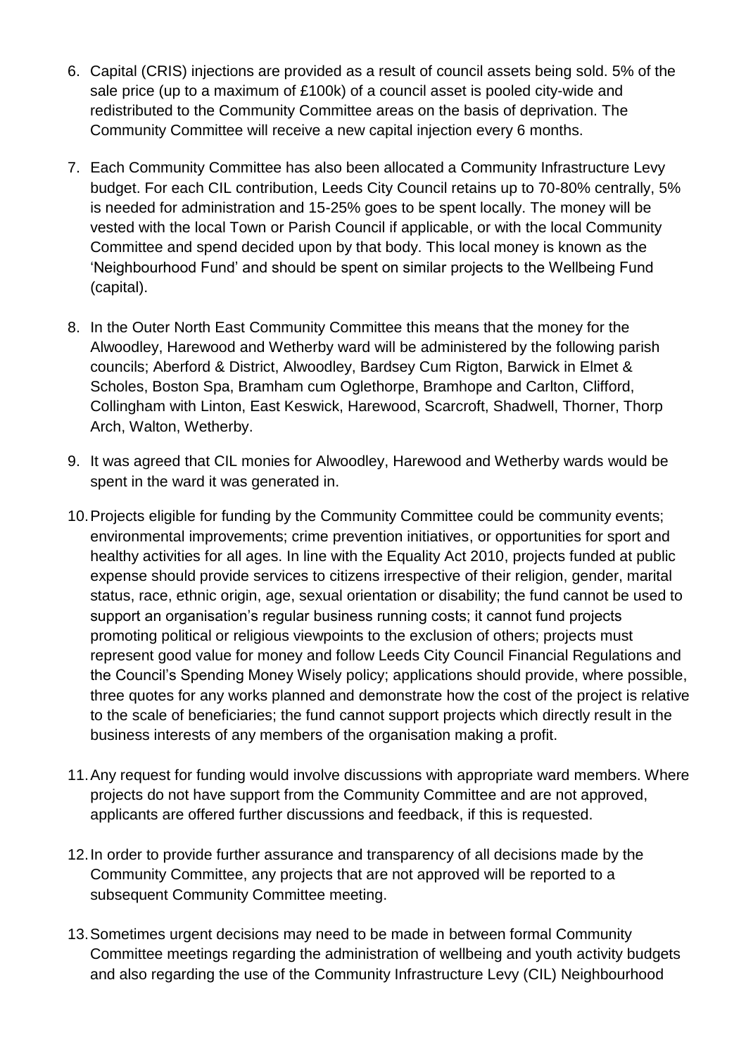6. Capital (CRIS) injections are provided as a result of council assets being sold. 5% of the sale price (up to a maximum of £100k) of a council asset is pooled city-wide and redistributed to the Community Committee areas on the basis of deprivation. The Community Committee will receive a new capital injection every 6 months.

7. Each Community Committee has also been allocated a Community Infrastructure Levy budget. For each CIL contribution, Leeds City Council retains up to 70-80% centrally, 5% is needed for administration and 15-25% goes to be spent locally. The money will be vested with the local Town or Parish Council if applicable, or with the local Community Committee and spend decided upon by that body. This local money is known as the 'Neighbourhood Fund' and should be spent on similar projects to the Wellbeing Fund (capital).

8. In the Outer North East Community Committee this means that the money for the Alwoodley, Harewood and Wetherby ward will be administered by the following parish councils; Aberford & District, Alwoodley, Bardsey Cum Rigton, Barwick in Elmet & Scholes, Boston Spa, Bramham cum Oglethorpe, Bramhope and Carlton, Clifford, Collingham with Linton, East Keswick, Harewood, Scarcroft, Shadwell, Thorner, Thorp Arch, Walton, Wetherby.

9. It was agreed that CIL monies for Alwoodley, Harewood and Wetherby wards would be spent in the ward it was generated in.

10. Projects eligible for funding by the Community Committee could be community events; environmental improvements; crime prevention initiatives, or opportunities for sport and healthy activities for all ages. In line with the Equality Act 2010, projects funded at public expense should provide services to citizens irrespective of their religion, gender, marital status, race, ethnic origin, age, sexual orientation or disability; the fund cannot be used to support an organisation's regular business running costs; it cannot fund projects promoting political or religious viewpoints to the exclusion of others; projects must represent good value for money and follow Leeds City Council Financial Regulations and the Council's Spending Money Wisely policy; applications should provide, where possible, three quotes for any works planned and demonstrate how the cost of the project is relative to the scale of beneficiaries; the fund cannot support projects which directly result in the business interests of any members of the organisation making a profit.

11. Any request for funding would involve discussions with appropriate ward members. Where projects do not have support from the Community Committee and are not approved, applicants are offered further discussions and feedback, if this is requested.

12. In order to provide further assurance and transparency of all decisions made by the Community Committee, any projects that are not approved will be reported to a subsequent Community Committee meeting.

13. Sometimes urgent decisions may need to be made in between formal Community Committee meetings regarding the administration of wellbeing and youth activity budgets and also regarding the use of the Community Infrastructure Levy (CIL) Neighbourhood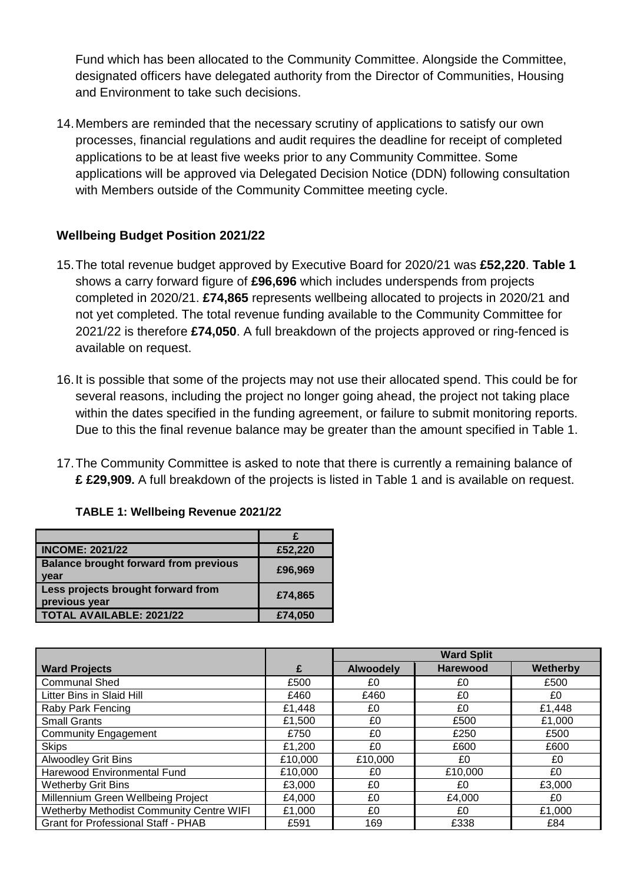Fund which has been allocated to the Community Committee. Alongside the Committee, designated officers have delegated authority from the Director of Communities, Housing and Environment to take such decisions.

14. Members are reminded that the necessary scrutiny of applications to satisfy our own processes, financial regulations and audit requires the deadline for receipt of completed applications to be at least five weeks prior to any Community Committee. Some applications will be approved via Delegated Decision Notice (DDN) following consultation with Members outside of the Community Committee meeting cycle.

### Wellbeing Budget Position 2021/22

15. The total revenue budget approved by Executive Board for 2020/21 was **£52,220**. **Table 1** shows a carry forward figure of **£96,696** which includes underspends from projects completed in 2020/21. **£74,865** represents wellbeing allocated to projects in 2020/21 and not yet completed. The total revenue funding available to the Community Committee for 2021/22 is therefore **£74,050**. A full breakdown of the projects approved or ring-fenced is available on request.

16. It is possible that some of the projects may not use their allocated spend. This could be for several reasons, including the project no longer going ahead, the project not taking place within the dates specified in the funding agreement, or failure to submit monitoring reports. Due to this the final revenue balance may be greater than the amount specified in Table 1.

17. The Community Committee is asked to note that there is currently a remaining balance of **£ £29,909.** A full breakdown of the projects is listed in Table 1 and is available on request.

**TABLE 1: Wellbeing Revenue 2021/22**

| | £ |
|---|---|
| **INCOME: 2021/22** | **£52,220** |
| **Balance brought forward from previous year** | **£96,969** |
| **Less projects brought forward from previous year** | **£74,865** |
| **TOTAL AVAILABLE: 2021/22** | **£74,050** |

| | | Ward Split | | |
|---|---|---|---|---|
| **Ward Projects** | **£** | **Alwoodely** | **Harewood** | **Wetherby** |
| Communal Shed | £500 | £0 | £0 | £500 |
| Litter Bins in Slaid Hill | £460 | £460 | £0 | £0 |
| Raby Park Fencing | £1,448 | £0 | £0 | £1,448 |
| Small Grants | £1,500 | £0 | £500 | £1,000 |
| Community Engagement | £750 | £0 | £250 | £500 |
| Skips | £1,200 | £0 | £600 | £600 |
| Alwoodley Grit Bins | £10,000 | £10,000 | £0 | £0 |
| Harewood Environmental Fund | £10,000 | £0 | £10,000 | £0 |
| Wetherby Grit Bins | £3,000 | £0 | £0 | £3,000 |
| Millennium Green Wellbeing Project | £4,000 | £0 | £4,000 | £0 |
| Wetherby Methodist Community Centre WIFI | £1,000 | £0 | £0 | £1,000 |
| Grant for Professional Staff - PHAB | £591 | 169 | £338 | £84 |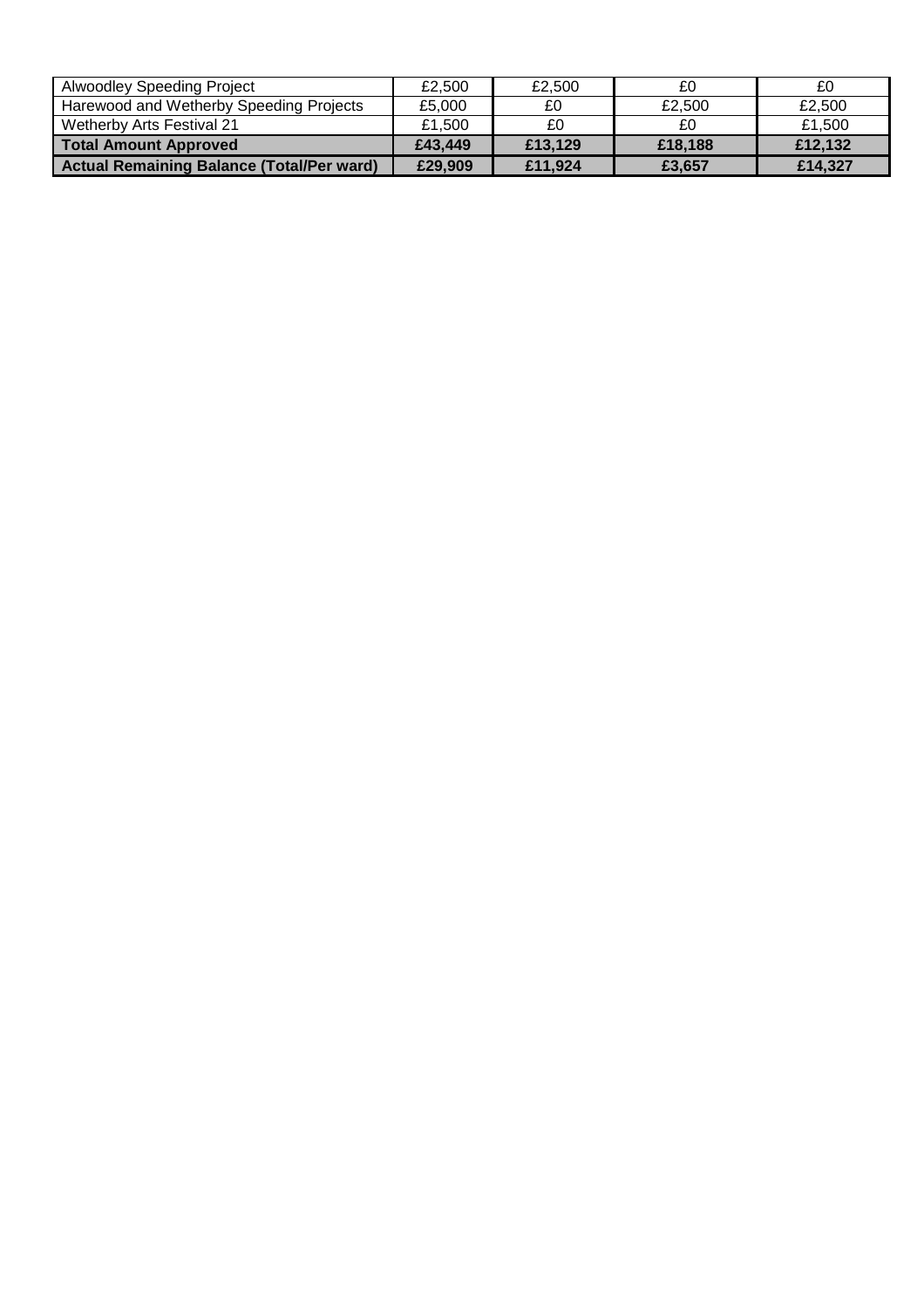| | | | | |
|---|---|---|---|---|
| Alwoodley Speeding Project | £2,500 | £2,500 | £0 | £0 |
| Harewood and Wetherby Speeding Projects | £5,000 | £0 | £2,500 | £2,500 |
| Wetherby Arts Festival 21 | £1,500 | £0 | £0 | £1,500 |
| **Total Amount Approved** | **£43,449** | **£13,129** | **£18,188** | **£12,132** |
| **Actual Remaining Balance (Total/Per ward)** | **£29,909** | **£11,924** | **£3,657** | **£14,327** |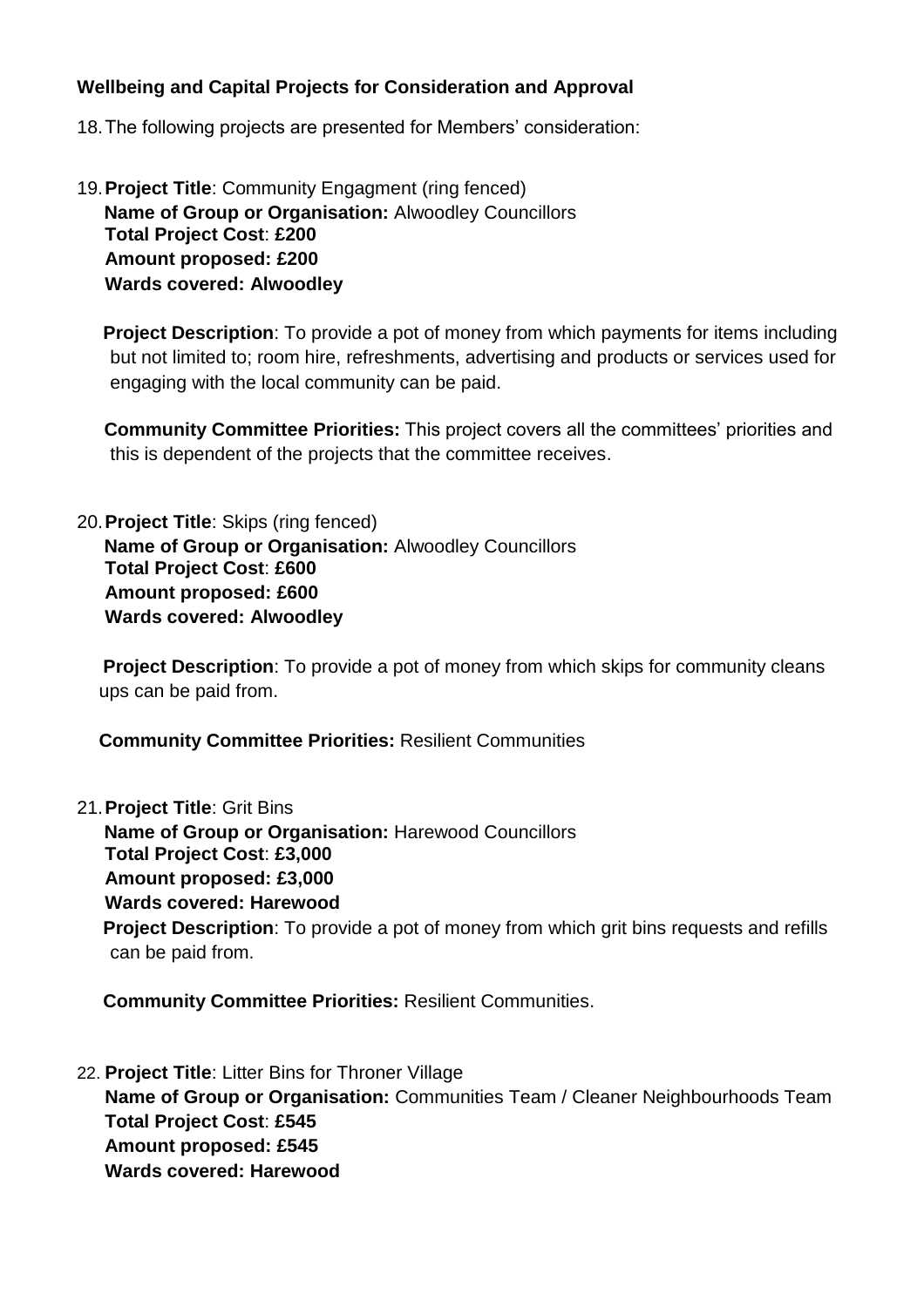**Wellbeing and Capital Projects for Consideration and Approval**

18. The following projects are presented for Members' consideration:

19. **Project Title**: Community Engagment (ring fenced)
    **Name of Group or Organisation:** Alwoodley Councillors
    **Total Project Cost**: **£200**
    **Amount proposed: £200**
    **Wards covered: Alwoodley**

    **Project Description**: To provide a pot of money from which payments for items including but not limited to; room hire, refreshments, advertising and products or services used for engaging with the local community can be paid.

    **Community Committee Priorities:** This project covers all the committees' priorities and this is dependent of the projects that the committee receives.

20. **Project Title**: Skips (ring fenced)
    **Name of Group or Organisation:** Alwoodley Councillors
    **Total Project Cost**: **£600**
    **Amount proposed: £600**
    **Wards covered: Alwoodley**

    **Project Description**: To provide a pot of money from which skips for community cleans ups can be paid from.

    **Community Committee Priorities:** Resilient Communities

21. **Project Title**: Grit Bins
    **Name of Group or Organisation:** Harewood Councillors
    **Total Project Cost**: **£3,000**
    **Amount proposed: £3,000**
    **Wards covered: Harewood**
    **Project Description**: To provide a pot of money from which grit bins requests and refills can be paid from.

    **Community Committee Priorities:** Resilient Communities.

22. **Project Title**: Litter Bins for Throner Village
    **Name of Group or Organisation:** Communities Team / Cleaner Neighbourhoods Team
    **Total Project Cost**: **£545**
    **Amount proposed: £545**
    **Wards covered: Harewood**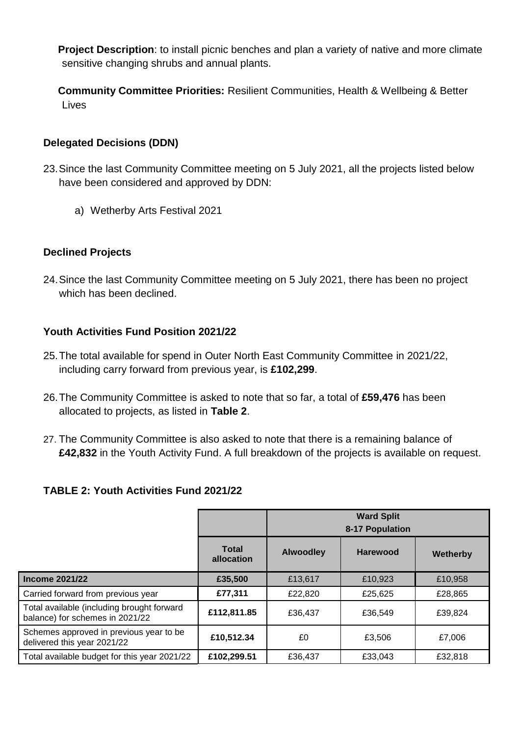**Project Description**: to install picnic benches and plan a variety of native and more climate sensitive changing shrubs and annual plants.

**Community Committee Priorities:** Resilient Communities, Health & Wellbeing & Better Lives

### Delegated Decisions (DDN)

23. Since the last Community Committee meeting on 5 July 2021, all the projects listed below have been considered and approved by DDN:

    a) Wetherby Arts Festival 2021

### Declined Projects

24. Since the last Community Committee meeting on 5 July 2021, there has been no project which has been declined.

### Youth Activities Fund Position 2021/22

25. The total available for spend in Outer North East Community Committee in 2021/22, including carry forward from previous year, is **£102,299**.

26. The Community Committee is asked to note that so far, a total of **£59,476** has been allocated to projects, as listed in **Table 2**.

27. The Community Committee is also asked to note that there is a remaining balance of **£42,832** in the Youth Activity Fund. A full breakdown of the projects is available on request.

**TABLE 2: Youth Activities Fund 2021/22**

| | | Ward Split 8-17 Population | | |
|---|---|---|---|---|
| | **Total allocation** | **Alwoodley** | **Harewood** | **Wetherby** |
| **Income 2021/22** | **£35,500** | £13,617 | £10,923 | £10,958 |
| Carried forward from previous year | **£77,311** | £22,820 | £25,625 | £28,865 |
| Total available (including brought forward balance) for schemes in 2021/22 | **£112,811.85** | £36,437 | £36,549 | £39,824 |
| Schemes approved in previous year to be delivered this year 2021/22 | **£10,512.34** | £0 | £3,506 | £7,006 |
| Total available budget for this year 2021/22 | **£102,299.51** | £36,437 | £33,043 | £32,818 |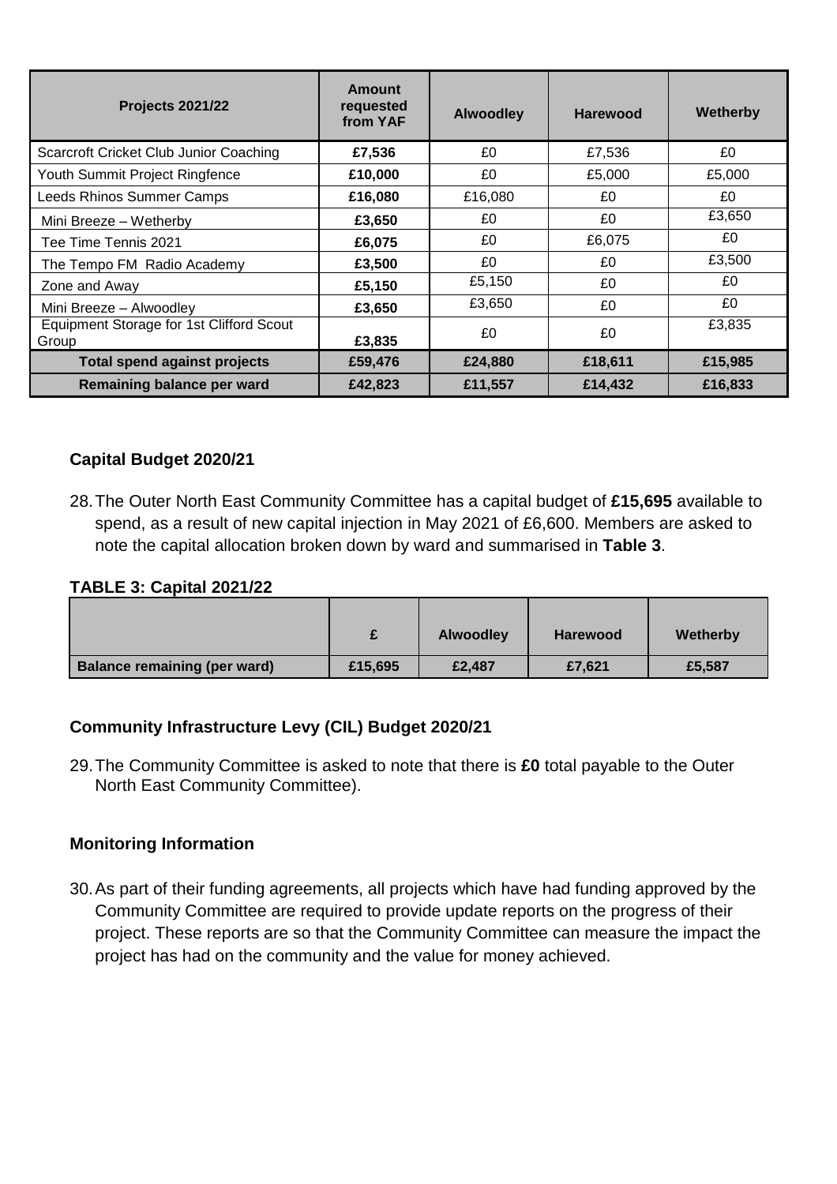| Projects 2021/22 | Amount requested from YAF | Alwoodley | Harewood | Wetherby |
|---|---|---|---|---|
| Scarcroft Cricket Club Junior Coaching | **£7,536** | £0 | £7,536 | £0 |
| Youth Summit Project Ringfence | **£10,000** | £0 | £5,000 | £5,000 |
| Leeds Rhinos Summer Camps | **£16,080** | £16,080 | £0 | £0 |
| Mini Breeze – Wetherby | **£3,650** | £0 | £0 | £3,650 |
| Tee Time Tennis 2021 | **£6,075** | £0 | £6,075 | £0 |
| The Tempo FM Radio Academy | **£3,500** | £0 | £0 | £3,500 |
| Zone and Away | **£5,150** | £5,150 | £0 | £0 |
| Mini Breeze – Alwoodley | **£3,650** | £3,650 | £0 | £0 |
| Equipment Storage for 1st Clifford Scout Group | **£3,835** | £0 | £0 | £3,835 |
| **Total spend against projects** | **£59,476** | **£24,880** | **£18,611** | **£15,985** |
| **Remaining balance per ward** | **£42,823** | **£11,557** | **£14,432** | **£16,833** |

### Capital Budget 2020/21

28. The Outer North East Community Committee has a capital budget of **£15,695** available to spend, as a result of new capital injection in May 2021 of £6,600. Members are asked to note the capital allocation broken down by ward and summarised in **Table 3**.

**TABLE 3: Capital 2021/22**

| | £ | Alwoodley | Harewood | Wetherby |
|---|---|---|---|---|
| **Balance remaining (per ward)** | **£15,695** | **£2,487** | **£7,621** | **£5,587** |

### Community Infrastructure Levy (CIL) Budget 2020/21

29. The Community Committee is asked to note that there is **£0** total payable to the Outer North East Community Committee).

### Monitoring Information

30. As part of their funding agreements, all projects which have had funding approved by the Community Committee are required to provide update reports on the progress of their project. These reports are so that the Community Committee can measure the impact the project has had on the community and the value for money achieved.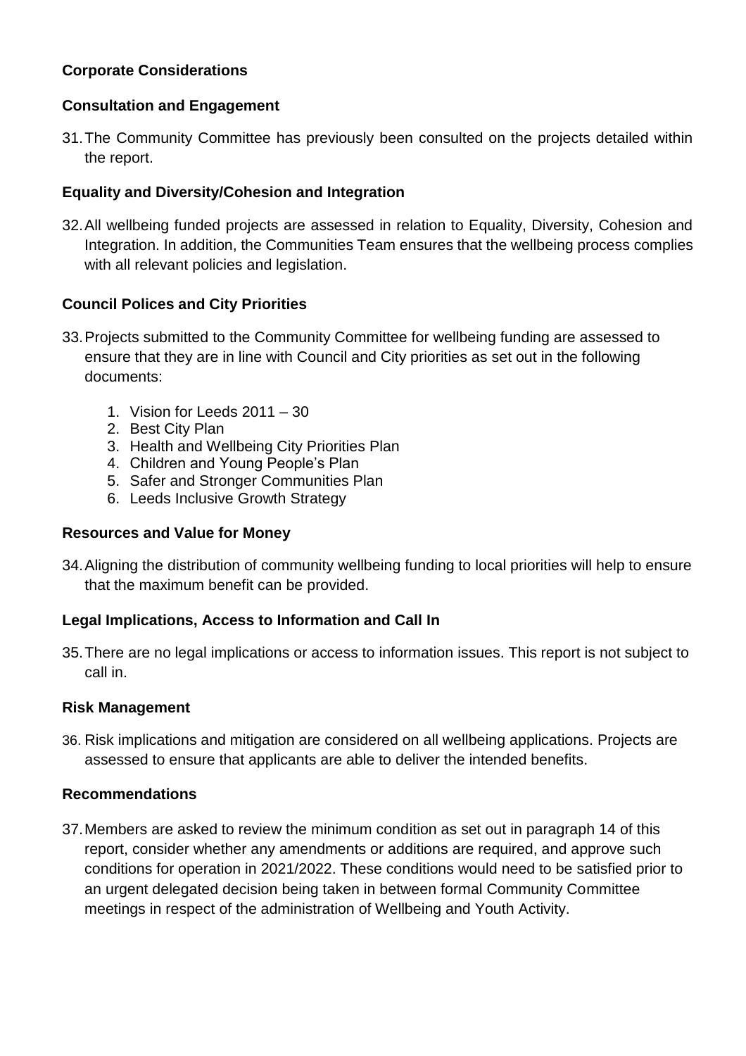**Corporate Considerations**

**Consultation and Engagement**

31. The Community Committee has previously been consulted on the projects detailed within the report.

**Equality and Diversity/Cohesion and Integration**

32. All wellbeing funded projects are assessed in relation to Equality, Diversity, Cohesion and Integration. In addition, the Communities Team ensures that the wellbeing process complies with all relevant policies and legislation.

**Council Polices and City Priorities**

33. Projects submitted to the Community Committee for wellbeing funding are assessed to ensure that they are in line with Council and City priorities as set out in the following documents:

    1. Vision for Leeds 2011 – 30
    2. Best City Plan
    3. Health and Wellbeing City Priorities Plan
    4. Children and Young People's Plan
    5. Safer and Stronger Communities Plan
    6. Leeds Inclusive Growth Strategy

**Resources and Value for Money**

34. Aligning the distribution of community wellbeing funding to local priorities will help to ensure that the maximum benefit can be provided.

**Legal Implications, Access to Information and Call In**

35. There are no legal implications or access to information issues. This report is not subject to call in.

**Risk Management**

36. Risk implications and mitigation are considered on all wellbeing applications. Projects are assessed to ensure that applicants are able to deliver the intended benefits.

**Recommendations**

37. Members are asked to review the minimum condition as set out in paragraph 14 of this report, consider whether any amendments or additions are required, and approve such conditions for operation in 2021/2022. These conditions would need to be satisfied prior to an urgent delegated decision being taken in between formal Community Committee meetings in respect of the administration of Wellbeing and Youth Activity.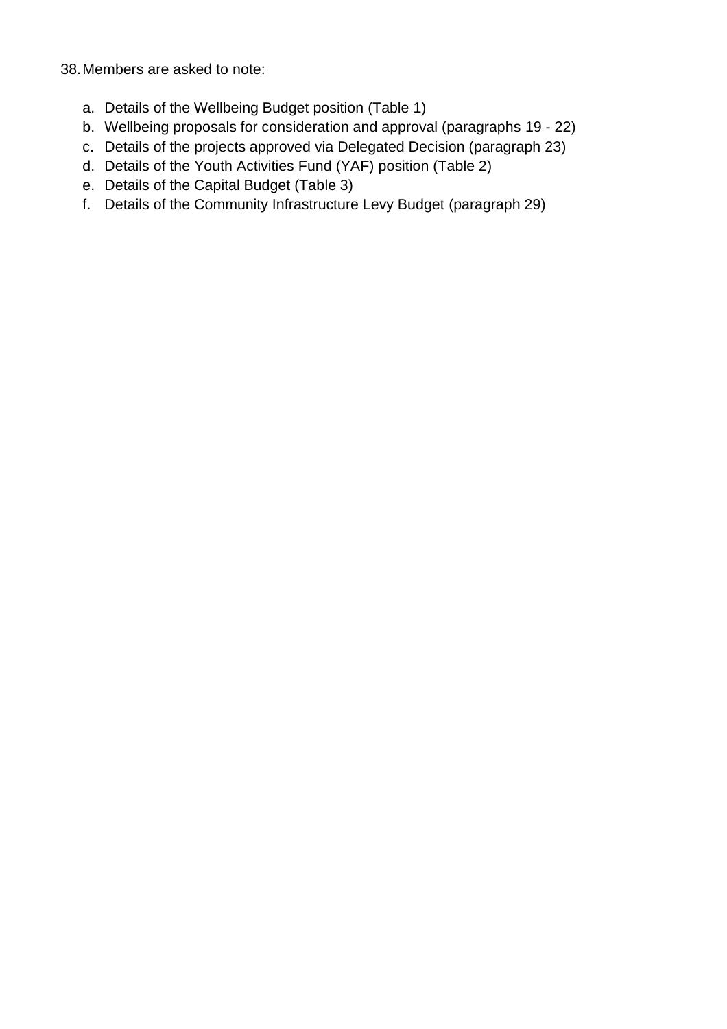38. Members are asked to note:

   a. Details of the Wellbeing Budget position (Table 1)
   b. Wellbeing proposals for consideration and approval (paragraphs 19 - 22)
   c. Details of the projects approved via Delegated Decision (paragraph 23)
   d. Details of the Youth Activities Fund (YAF) position (Table 2)
   e. Details of the Capital Budget (Table 3)
   f. Details of the Community Infrastructure Levy Budget (paragraph 29)